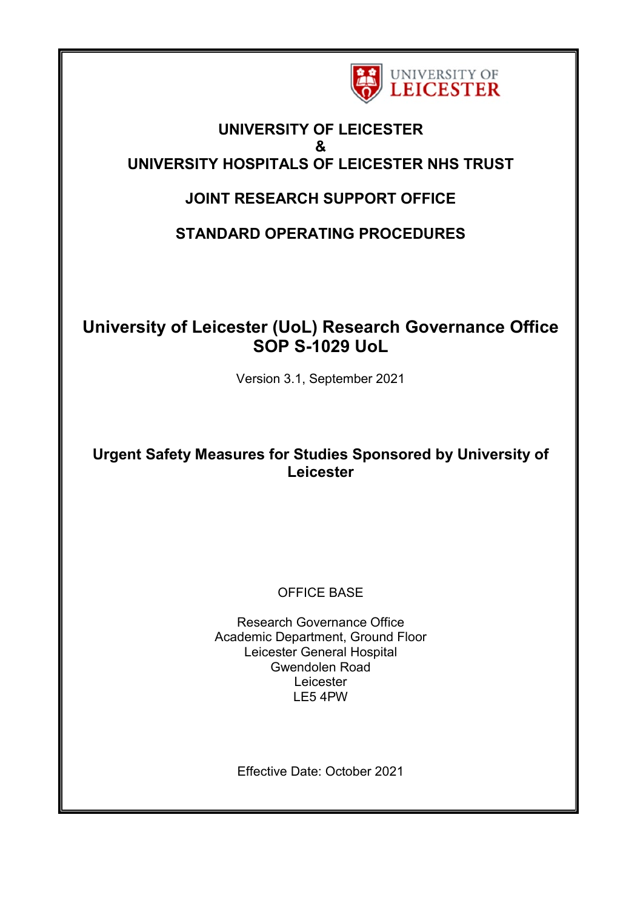UNIVERSITY OF LEICESTER

**UNIVERSITY OF LEICESTER**
**&**
**UNIVERSITY HOSPITALS OF LEICESTER NHS TRUST**

**JOINT RESEARCH SUPPORT OFFICE**

**STANDARD OPERATING PROCEDURES**

# University of Leicester (UoL) Research Governance Office SOP S-1029 UoL

Version 3.1, September 2021

## Urgent Safety Measures for Studies Sponsored by University of Leicester

OFFICE BASE

Research Governance Office
Academic Department, Ground Floor
Leicester General Hospital
Gwendolen Road
Leicester
LE5 4PW

Effective Date: October 2021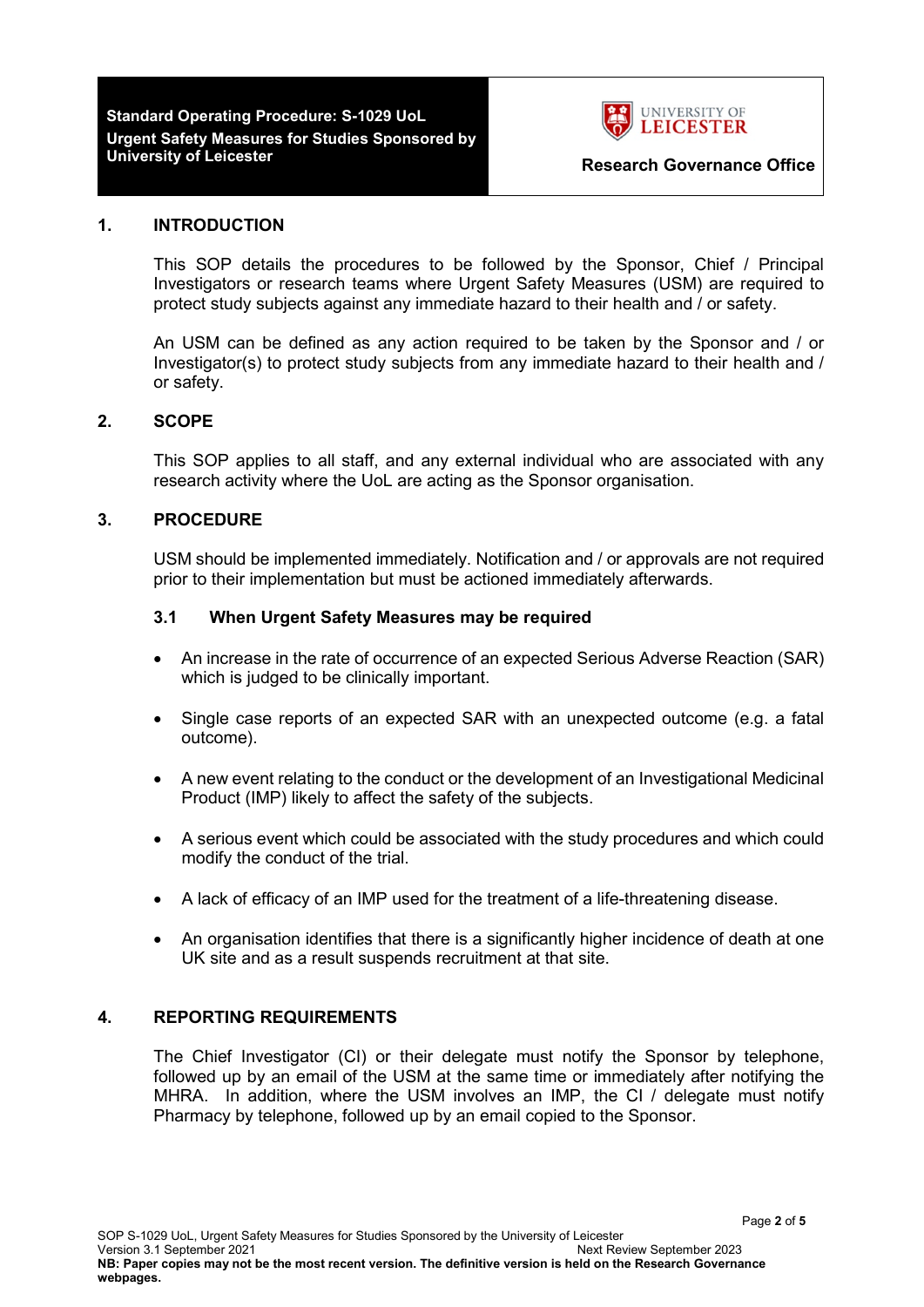## 1. INTRODUCTION

This SOP details the procedures to be followed by the Sponsor, Chief / Principal Investigators or research teams where Urgent Safety Measures (USM) are required to protect study subjects against any immediate hazard to their health and / or safety.

An USM can be defined as any action required to be taken by the Sponsor and / or Investigator(s) to protect study subjects from any immediate hazard to their health and / or safety.

## 2. SCOPE

This SOP applies to all staff, and any external individual who are associated with any research activity where the UoL are acting as the Sponsor organisation.

## 3. PROCEDURE

USM should be implemented immediately. Notification and / or approvals are not required prior to their implementation but must be actioned immediately afterwards.

### 3.1 When Urgent Safety Measures may be required

- An increase in the rate of occurrence of an expected Serious Adverse Reaction (SAR) which is judged to be clinically important.
- Single case reports of an expected SAR with an unexpected outcome (e.g. a fatal outcome).
- A new event relating to the conduct or the development of an Investigational Medicinal Product (IMP) likely to affect the safety of the subjects.
- A serious event which could be associated with the study procedures and which could modify the conduct of the trial.
- A lack of efficacy of an IMP used for the treatment of a life-threatening disease.
- An organisation identifies that there is a significantly higher incidence of death at one UK site and as a result suspends recruitment at that site.

## 4. REPORTING REQUIREMENTS

The Chief Investigator (CI) or their delegate must notify the Sponsor by telephone, followed up by an email of the USM at the same time or immediately after notifying the MHRA. In addition, where the USM involves an IMP, the CI / delegate must notify Pharmacy by telephone, followed up by an email copied to the Sponsor.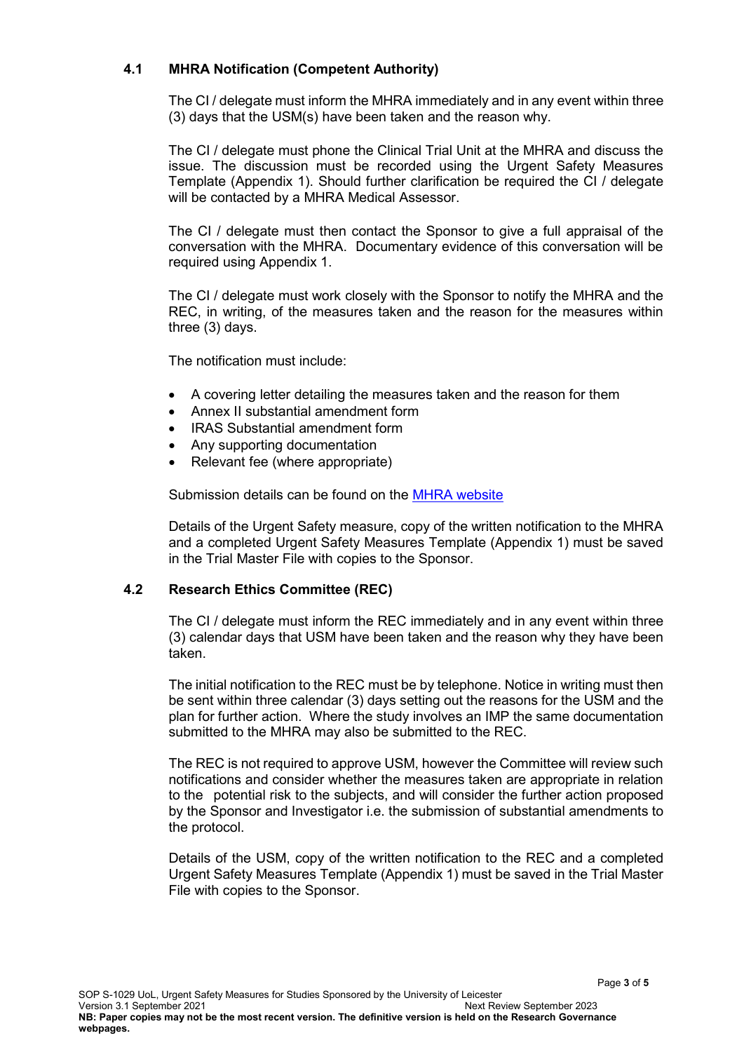### 4.1 MHRA Notification (Competent Authority)

The CI / delegate must inform the MHRA immediately and in any event within three (3) days that the USM(s) have been taken and the reason why.

The CI / delegate must phone the Clinical Trial Unit at the MHRA and discuss the issue. The discussion must be recorded using the Urgent Safety Measures Template (Appendix 1). Should further clarification be required the CI / delegate will be contacted by a MHRA Medical Assessor.

The CI / delegate must then contact the Sponsor to give a full appraisal of the conversation with the MHRA. Documentary evidence of this conversation will be required using Appendix 1.

The CI / delegate must work closely with the Sponsor to notify the MHRA and the REC, in writing, of the measures taken and the reason for the measures within three (3) days.

The notification must include:

- A covering letter detailing the measures taken and the reason for them
- Annex II substantial amendment form
- IRAS Substantial amendment form
- Any supporting documentation
- Relevant fee (where appropriate)

Submission details can be found on the MHRA website

Details of the Urgent Safety measure, copy of the written notification to the MHRA and a completed Urgent Safety Measures Template (Appendix 1) must be saved in the Trial Master File with copies to the Sponsor.

### 4.2 Research Ethics Committee (REC)

The CI / delegate must inform the REC immediately and in any event within three (3) calendar days that USM have been taken and the reason why they have been taken.

The initial notification to the REC must be by telephone. Notice in writing must then be sent within three calendar (3) days setting out the reasons for the USM and the plan for further action. Where the study involves an IMP the same documentation submitted to the MHRA may also be submitted to the REC.

The REC is not required to approve USM, however the Committee will review such notifications and consider whether the measures taken are appropriate in relation to the potential risk to the subjects, and will consider the further action proposed by the Sponsor and Investigator i.e. the submission of substantial amendments to the protocol.

Details of the USM, copy of the written notification to the REC and a completed Urgent Safety Measures Template (Appendix 1) must be saved in the Trial Master File with copies to the Sponsor.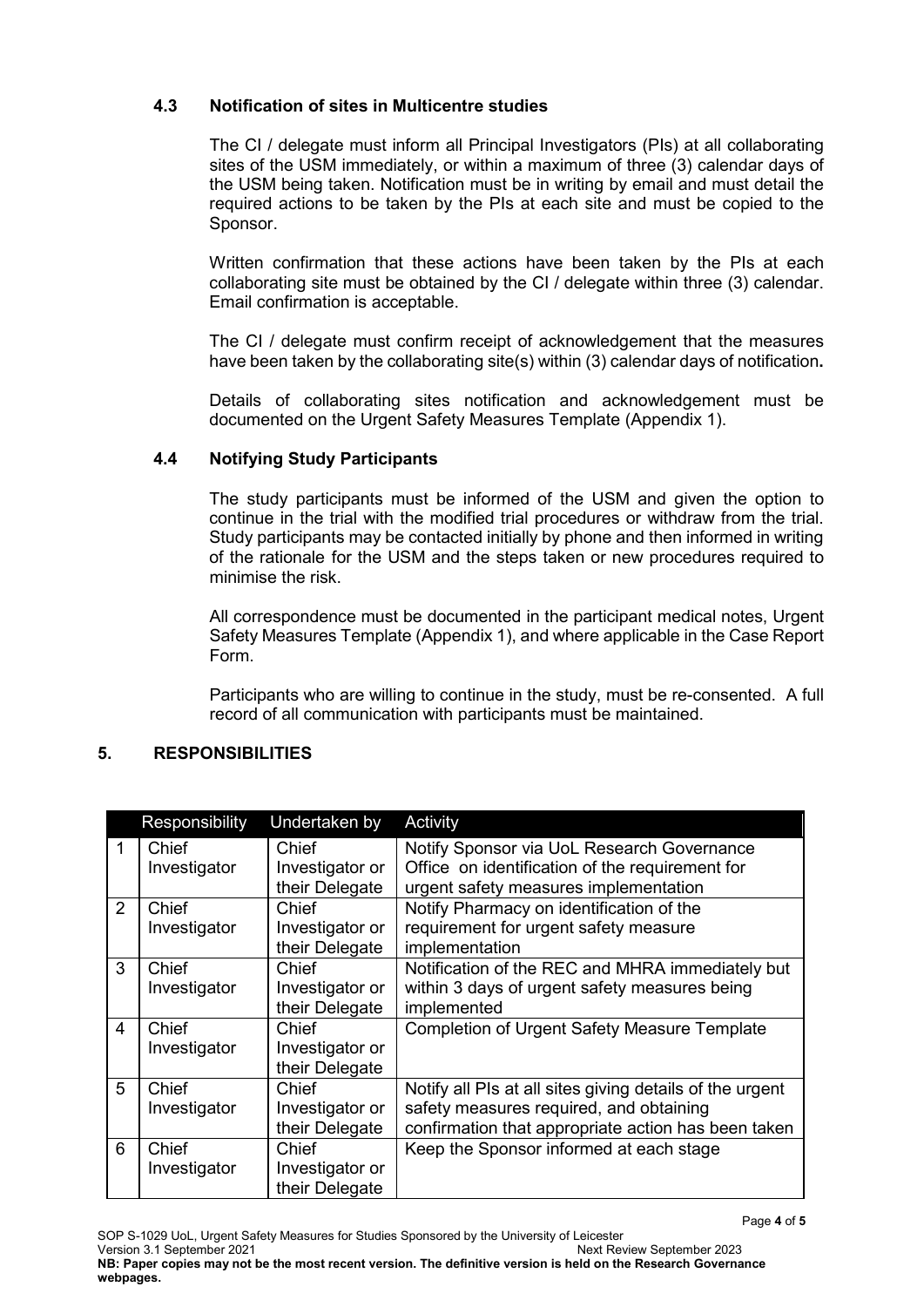### 4.3 Notification of sites in Multicentre studies

The CI / delegate must inform all Principal Investigators (PIs) at all collaborating sites of the USM immediately, or within a maximum of three (3) calendar days of the USM being taken. Notification must be in writing by email and must detail the required actions to be taken by the PIs at each site and must be copied to the Sponsor.

Written confirmation that these actions have been taken by the PIs at each collaborating site must be obtained by the CI / delegate within three (3) calendar. Email confirmation is acceptable.

The CI / delegate must confirm receipt of acknowledgement that the measures have been taken by the collaborating site(s) within (3) calendar days of notification**.**

Details of collaborating sites notification and acknowledgement must be documented on the Urgent Safety Measures Template (Appendix 1).

### 4.4 Notifying Study Participants

The study participants must be informed of the USM and given the option to continue in the trial with the modified trial procedures or withdraw from the trial. Study participants may be contacted initially by phone and then informed in writing of the rationale for the USM and the steps taken or new procedures required to minimise the risk.

All correspondence must be documented in the participant medical notes, Urgent Safety Measures Template (Appendix 1), and where applicable in the Case Report Form.

Participants who are willing to continue in the study, must be re-consented. A full record of all communication with participants must be maintained.

## 5. RESPONSIBILITIES

| | Responsibility | Undertaken by | Activity |
|---|---|---|---|
| 1 | Chief Investigator | Chief Investigator or their Delegate | Notify Sponsor via UoL Research Governance Office on identification of the requirement for urgent safety measures implementation |
| 2 | Chief Investigator | Chief Investigator or their Delegate | Notify Pharmacy on identification of the requirement for urgent safety measure implementation |
| 3 | Chief Investigator | Chief Investigator or their Delegate | Notification of the REC and MHRA immediately but within 3 days of urgent safety measures being implemented |
| 4 | Chief Investigator | Chief Investigator or their Delegate | Completion of Urgent Safety Measure Template |
| 5 | Chief Investigator | Chief Investigator or their Delegate | Notify all PIs at all sites giving details of the urgent safety measures required, and obtaining confirmation that appropriate action has been taken |
| 6 | Chief Investigator | Chief Investigator or their Delegate | Keep the Sponsor informed at each stage |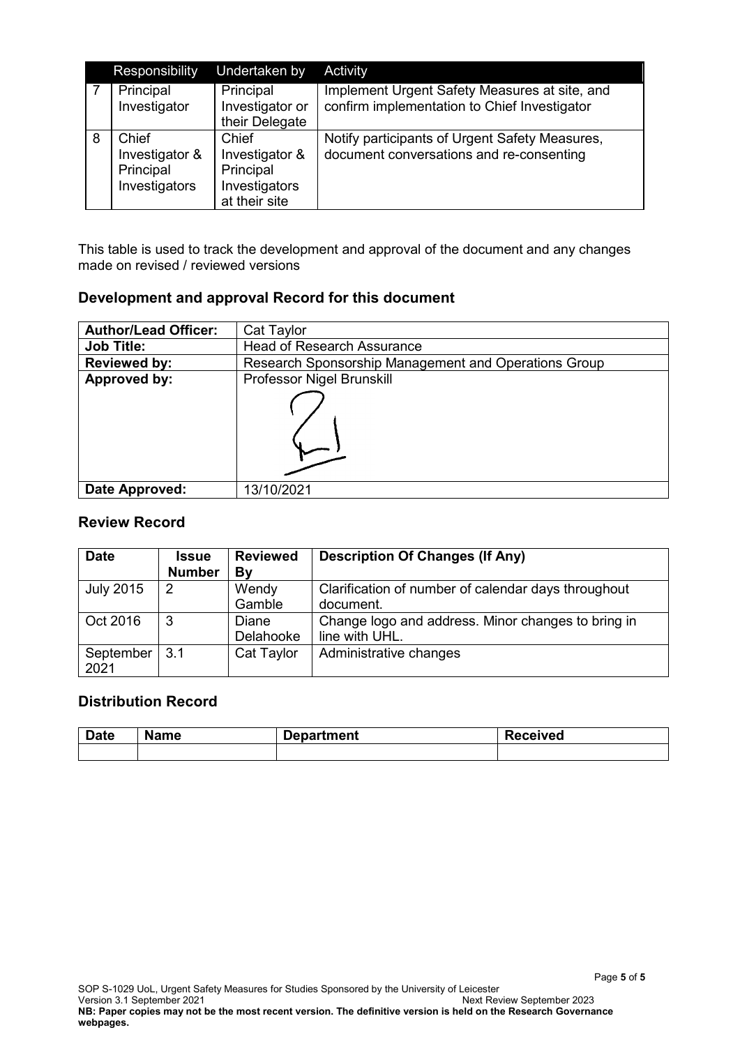| | Responsibility | Undertaken by | Activity |
|---|---|---|---|
| 7 | Principal Investigator | Principal Investigator or their Delegate | Implement Urgent Safety Measures at site, and confirm implementation to Chief Investigator |
| 8 | Chief Investigator & Principal Investigators | Chief Investigator & Principal Investigators at their site | Notify participants of Urgent Safety Measures, document conversations and re-consenting |

This table is used to track the development and approval of the document and any changes made on revised / reviewed versions

### Development and approval Record for this document

| | |
|---|---|
| **Author/Lead Officer:** | Cat Taylor |
| **Job Title:** | Head of Research Assurance |
| **Reviewed by:** | Research Sponsorship Management and Operations Group |
| **Approved by:** | Professor Nigel Brunskill |
| **Date Approved:** | 13/10/2021 |

### Review Record

| Date | Issue Number | Reviewed By | Description Of Changes (If Any) |
|---|---|---|---|
| July 2015 | 2 | Wendy Gamble | Clarification of number of calendar days throughout document. |
| Oct 2016 | 3 | Diane Delahooke | Change logo and address. Minor changes to bring in line with UHL. |
| September 2021 | 3.1 | Cat Taylor | Administrative changes |

### Distribution Record

| Date | Name | Department | Received |
|---|---|---|---|
| | | | |